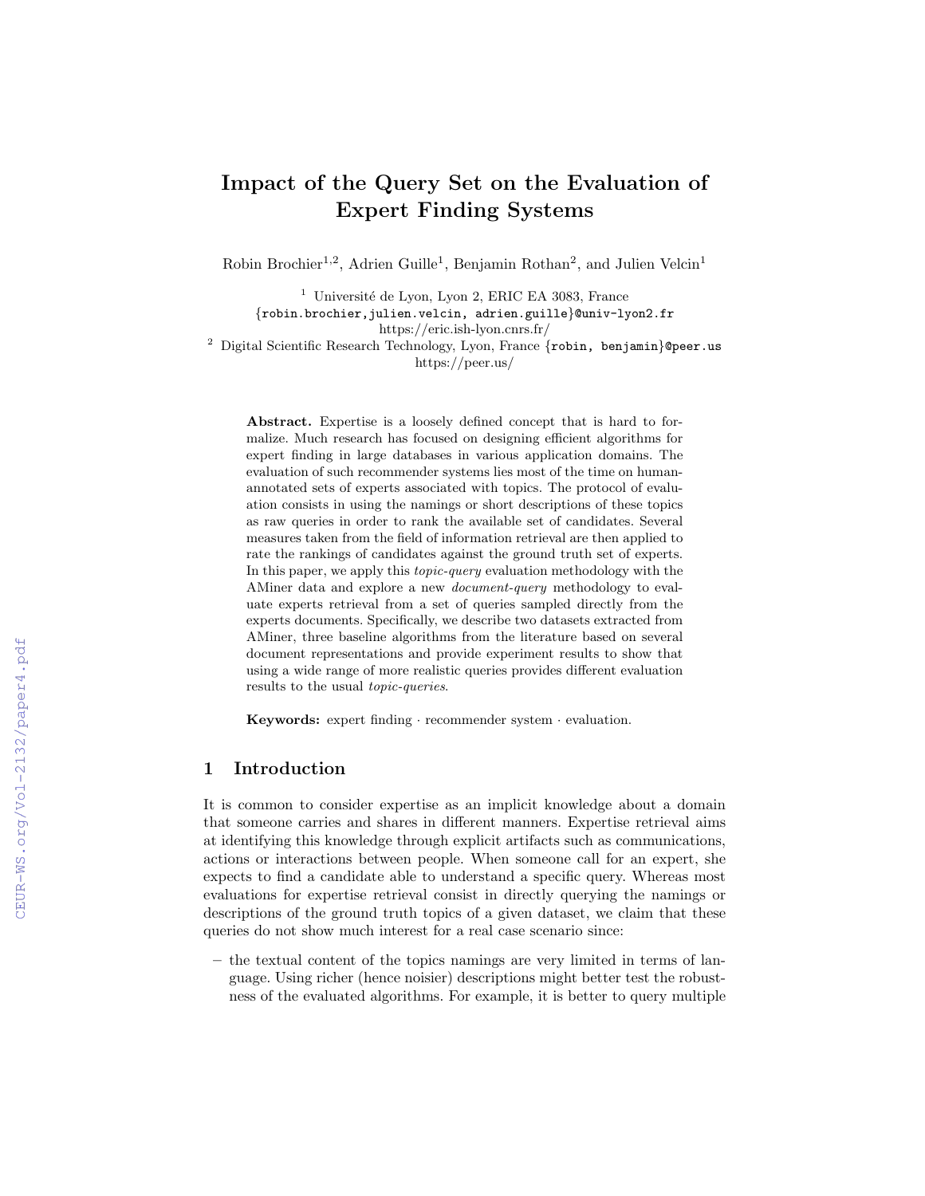# Impact of the Query Set on the Evaluation of Expert Finding Systems

Robin Brochier[1,2], Adrien Guille[1], Benjamin Rothan[2], and Julien Velcin[1]

[1] Université de Lyon, Lyon 2, ERIC EA 3083, France
{robin.brochier,julien.velcin, adrien.guille}@univ-lyon2.fr
https://eric.ish-lyon.cnrs.fr/

[2] Digital Scientific Research Technology, Lyon, France {robin, benjamin}@peer.us
https://peer.us/

**Abstract.** Expertise is a loosely defined concept that is hard to formalize. Much research has focused on designing efficient algorithms for expert finding in large databases in various application domains. The evaluation of such recommender systems lies most of the time on human-annotated sets of experts associated with topics. The protocol of evaluation consists in using the namings or short descriptions of these topics as raw queries in order to rank the available set of candidates. Several measures taken from the field of information retrieval are then applied to rate the rankings of candidates against the ground truth set of experts. In this paper, we apply this *topic-query* evaluation methodology with the AMiner data and explore a new *document-query* methodology to evaluate experts retrieval from a set of queries sampled directly from the experts documents. Specifically, we describe two datasets extracted from AMiner, three baseline algorithms from the literature based on several document representations and provide experiment results to show that using a wide range of more realistic queries provides different evaluation results to the usual *topic-queries*.

**Keywords:** expert finding · recommender system · evaluation.

## 1 Introduction

It is common to consider expertise as an implicit knowledge about a domain that someone carries and shares in different manners. Expertise retrieval aims at identifying this knowledge through explicit artifacts such as communications, actions or interactions between people. When someone call for an expert, she expects to find a candidate able to understand a specific query. Whereas most evaluations for expertise retrieval consist in directly querying the namings or descriptions of the ground truth topics of a given dataset, we claim that these queries do not show much interest for a real case scenario since:

- the textual content of the topics namings are very limited in terms of language. Using richer (hence noisier) descriptions might better test the robustness of the evaluated algorithms. For example, it is better to query multiple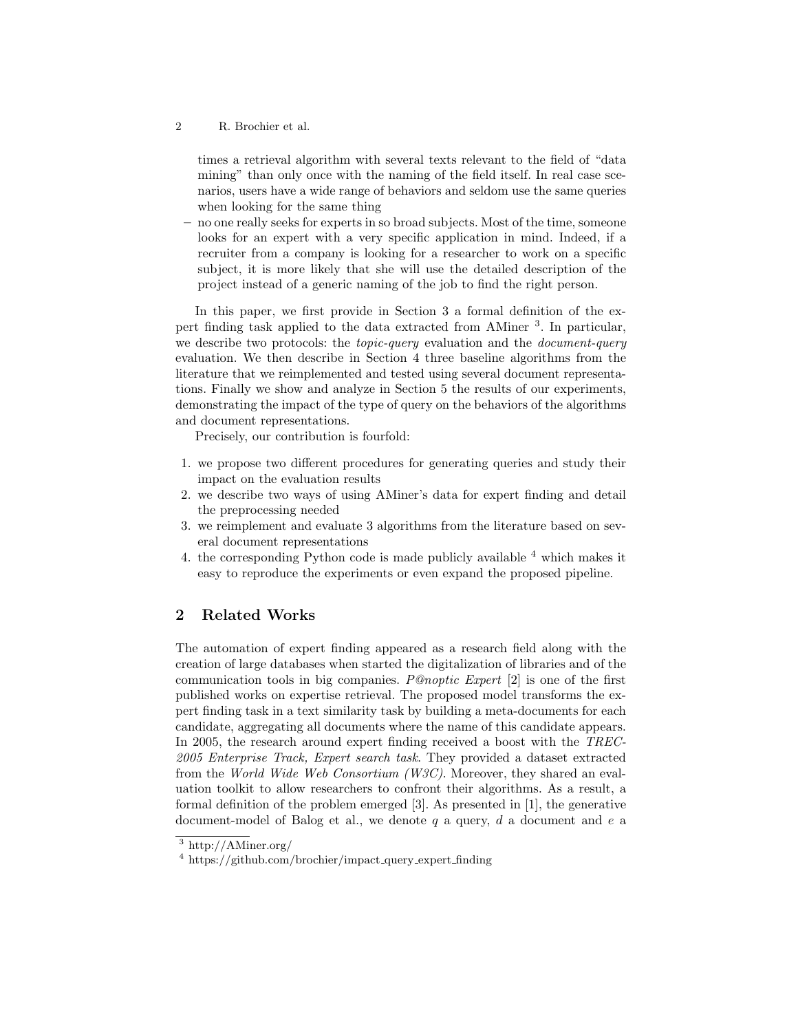times a retrieval algorithm with several texts relevant to the field of "data mining" than only once with the naming of the field itself. In real case scenarios, users have a wide range of behaviors and seldom use the same queries when looking for the same thing

– no one really seeks for experts in so broad subjects. Most of the time, someone looks for an expert with a very specific application in mind. Indeed, if a recruiter from a company is looking for a researcher to work on a specific subject, it is more likely that she will use the detailed description of the project instead of a generic naming of the job to find the right person.

In this paper, we first provide in Section 3 a formal definition of the expert finding task applied to the data extracted from AMiner [3]. In particular, we describe two protocols: the *topic-query* evaluation and the *document-query* evaluation. We then describe in Section 4 three baseline algorithms from the literature that we reimplemented and tested using several document representations. Finally we show and analyze in Section 5 the results of our experiments, demonstrating the impact of the type of query on the behaviors of the algorithms and document representations.

Precisely, our contribution is fourfold:

1. we propose two different procedures for generating queries and study their impact on the evaluation results
2. we describe two ways of using AMiner's data for expert finding and detail the preprocessing needed
3. we reimplement and evaluate 3 algorithms from the literature based on several document representations
4. the corresponding Python code is made publicly available [4] which makes it easy to reproduce the experiments or even expand the proposed pipeline.

## 2 Related Works

The automation of expert finding appeared as a research field along with the creation of large databases when started the digitalization of libraries and of the communication tools in big companies. *P@noptic Expert* [2] is one of the first published works on expertise retrieval. The proposed model transforms the expert finding task in a text similarity task by building a meta-documents for each candidate, aggregating all documents where the name of this candidate appears. In 2005, the research around expert finding received a boost with the *TREC-2005 Enterprise Track, Expert search task*. They provided a dataset extracted from the *World Wide Web Consortium (W3C)*. Moreover, they shared an evaluation toolkit to allow researchers to confront their algorithms. As a result, a formal definition of the problem emerged [3]. As presented in [1], the generative document-model of Balog et al., we denote $q$ a query, $d$ a document and $e$ a

[3] http://AMiner.org/

[4] https://github.com/brochier/impact_query_expert_finding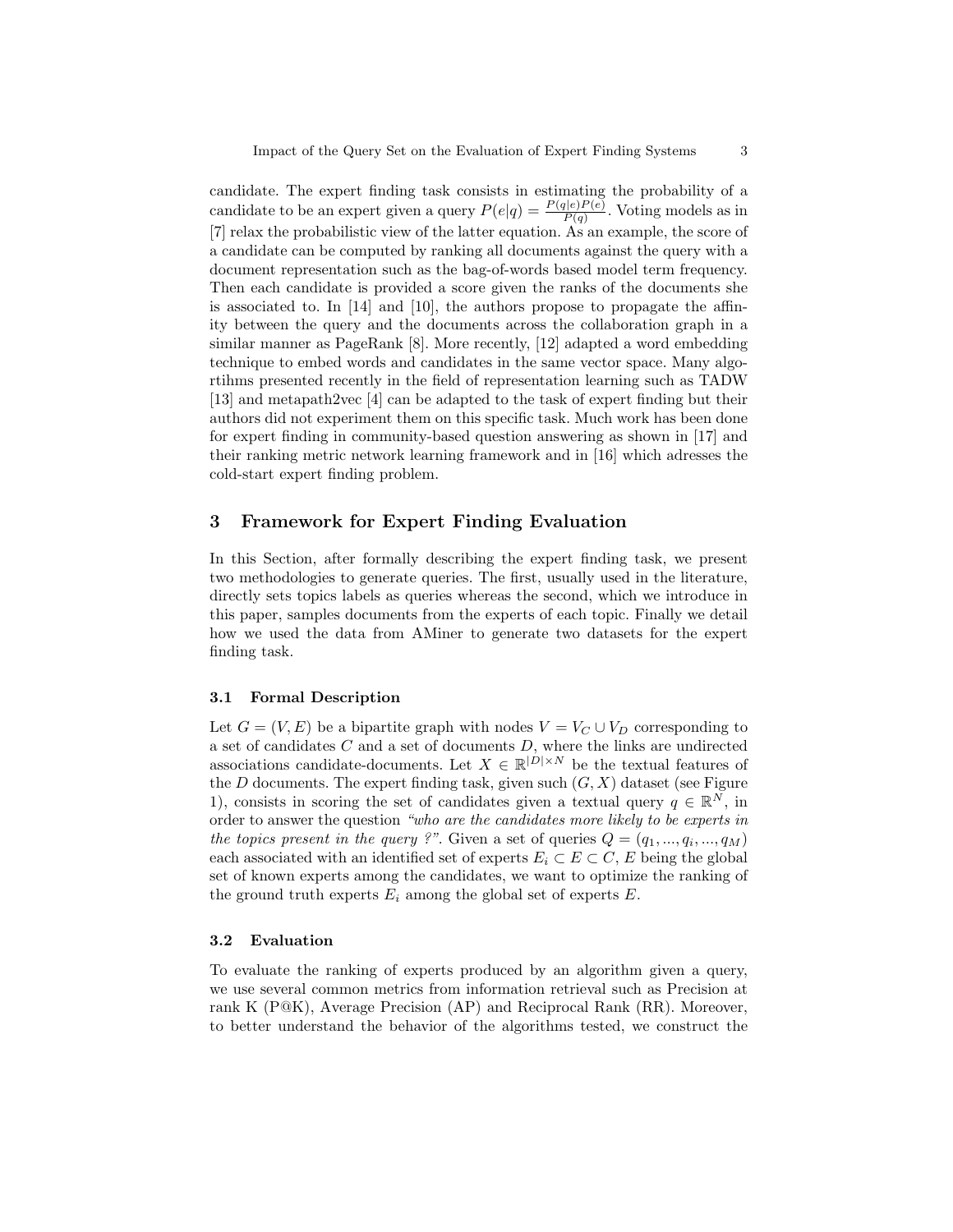candidate. The expert finding task consists in estimating the probability of a candidate to be an expert given a query $P(e|q) = \frac{P(q|e)P(e)}{P(q)}$. Voting models as in [7] relax the probabilistic view of the latter equation. As an example, the score of a candidate can be computed by ranking all documents against the query with a document representation such as the bag-of-words based model term frequency. Then each candidate is provided a score given the ranks of the documents she is associated to. In [14] and [10], the authors propose to propagate the affinity between the query and the documents across the collaboration graph in a similar manner as PageRank [8]. More recently, [12] adapted a word embedding technique to embed words and candidates in the same vector space. Many algortihms presented recently in the field of representation learning such as TADW [13] and metapath2vec [4] can be adapted to the task of expert finding but their authors did not experiment them on this specific task. Much work has been done for expert finding in community-based question answering as shown in [17] and their ranking metric network learning framework and in [16] which adresses the cold-start expert finding problem.

## 3 Framework for Expert Finding Evaluation

In this Section, after formally describing the expert finding task, we present two methodologies to generate queries. The first, usually used in the literature, directly sets topics labels as queries whereas the second, which we introduce in this paper, samples documents from the experts of each topic. Finally we detail how we used the data from AMiner to generate two datasets for the expert finding task.

### 3.1 Formal Description

Let $G = (V, E)$ be a bipartite graph with nodes $V = V_C \cup V_D$ corresponding to a set of candidates $C$ and a set of documents $D$, where the links are undirected associations candidate-documents. Let $X \in \mathbb{R}^{|D| \times N}$ be the textual features of the $D$ documents. The expert finding task, given such $(G, X)$ dataset (see Figure 1), consists in scoring the set of candidates given a textual query $q \in \mathbb{R}^N$, in order to answer the question *"who are the candidates more likely to be experts in the topics present in the query ?"*. Given a set of queries $Q = (q_1, ..., q_i, ..., q_M)$ each associated with an identified set of experts $E_i \subset E \subset C$, $E$ being the global set of known experts among the candidates, we want to optimize the ranking of the ground truth experts $E_i$ among the global set of experts $E$.

### 3.2 Evaluation

To evaluate the ranking of experts produced by an algorithm given a query, we use several common metrics from information retrieval such as Precision at rank K (P@K), Average Precision (AP) and Reciprocal Rank (RR). Moreover, to better understand the behavior of the algorithms tested, we construct the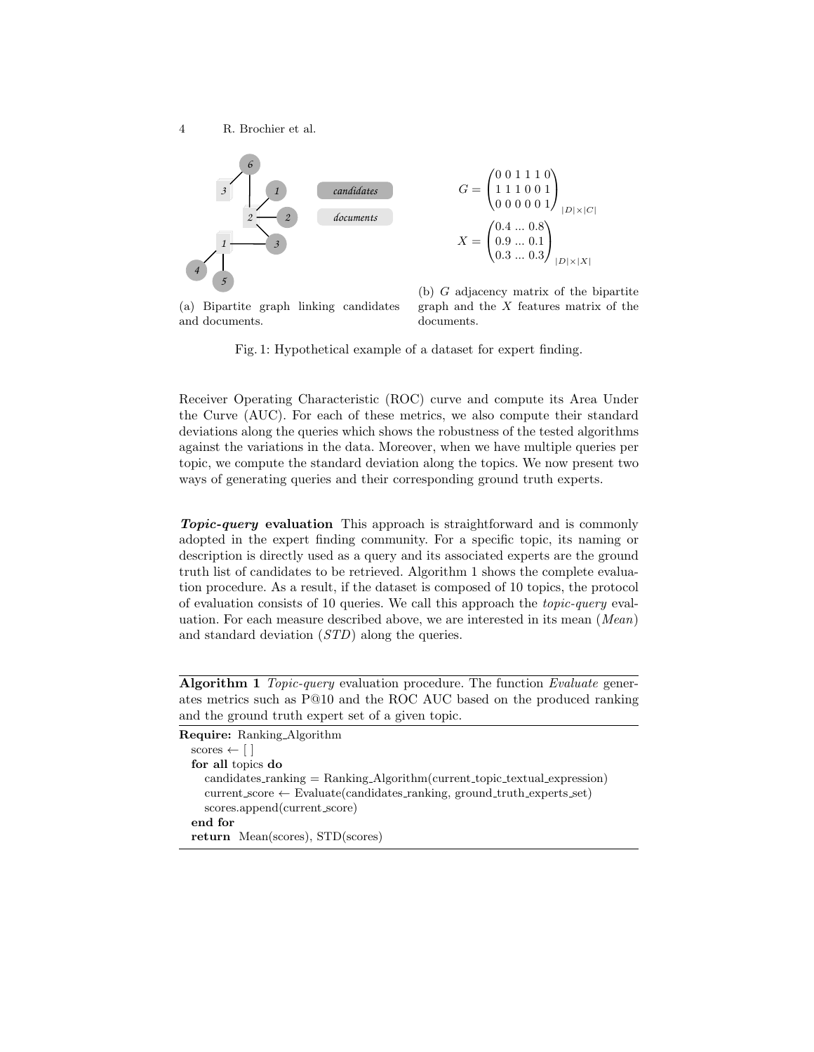$$G = \begin{pmatrix} 0\ 0\ 1\ 1\ 1\ 0 \\ 1\ 1\ 1\ 0\ 0\ 1 \\ 0\ 0\ 0\ 0\ 0\ 1 \end{pmatrix}_{|D| \times |C|}$$

$$X = \begin{pmatrix} 0.4\ ...\ 0.8 \\ 0.9\ ...\ 0.1 \\ 0.3\ ...\ 0.3 \end{pmatrix}_{|D| \times |X|}$$

(a) Bipartite graph linking candidates and documents.

(b) $G$ adjacency matrix of the bipartite graph and the $X$ features matrix of the documents.

Fig. 1: Hypothetical example of a dataset for expert finding.

Receiver Operating Characteristic (ROC) curve and compute its Area Under the Curve (AUC). For each of these metrics, we also compute their standard deviations along the queries which shows the robustness of the tested algorithms against the variations in the data. Moreover, when we have multiple queries per topic, we compute the standard deviation along the topics. We now present two ways of generating queries and their corresponding ground truth experts.

***Topic-query* evaluation** This approach is straightforward and is commonly adopted in the expert finding community. For a specific topic, its naming or description is directly used as a query and its associated experts are the ground truth list of candidates to be retrieved. Algorithm 1 shows the complete evaluation procedure. As a result, if the dataset is composed of 10 topics, the protocol of evaluation consists of 10 queries. We call this approach the *topic-query* evaluation. For each measure described above, we are interested in its mean (*Mean*) and standard deviation (*STD*) along the queries.

**Algorithm 1** *Topic-query* evaluation procedure. The function *Evaluate* generates metrics such as P@10 and the ROC AUC based on the produced ranking and the ground truth expert set of a given topic.

```
Require: Ranking_Algorithm
  scores ← [ ]
  for all topics do
    candidates_ranking = Ranking_Algorithm(current_topic_textual_expression)
    current_score ← Evaluate(candidates_ranking, ground_truth_experts_set)
    scores.append(current_score)
  end for
  return Mean(scores), STD(scores)
```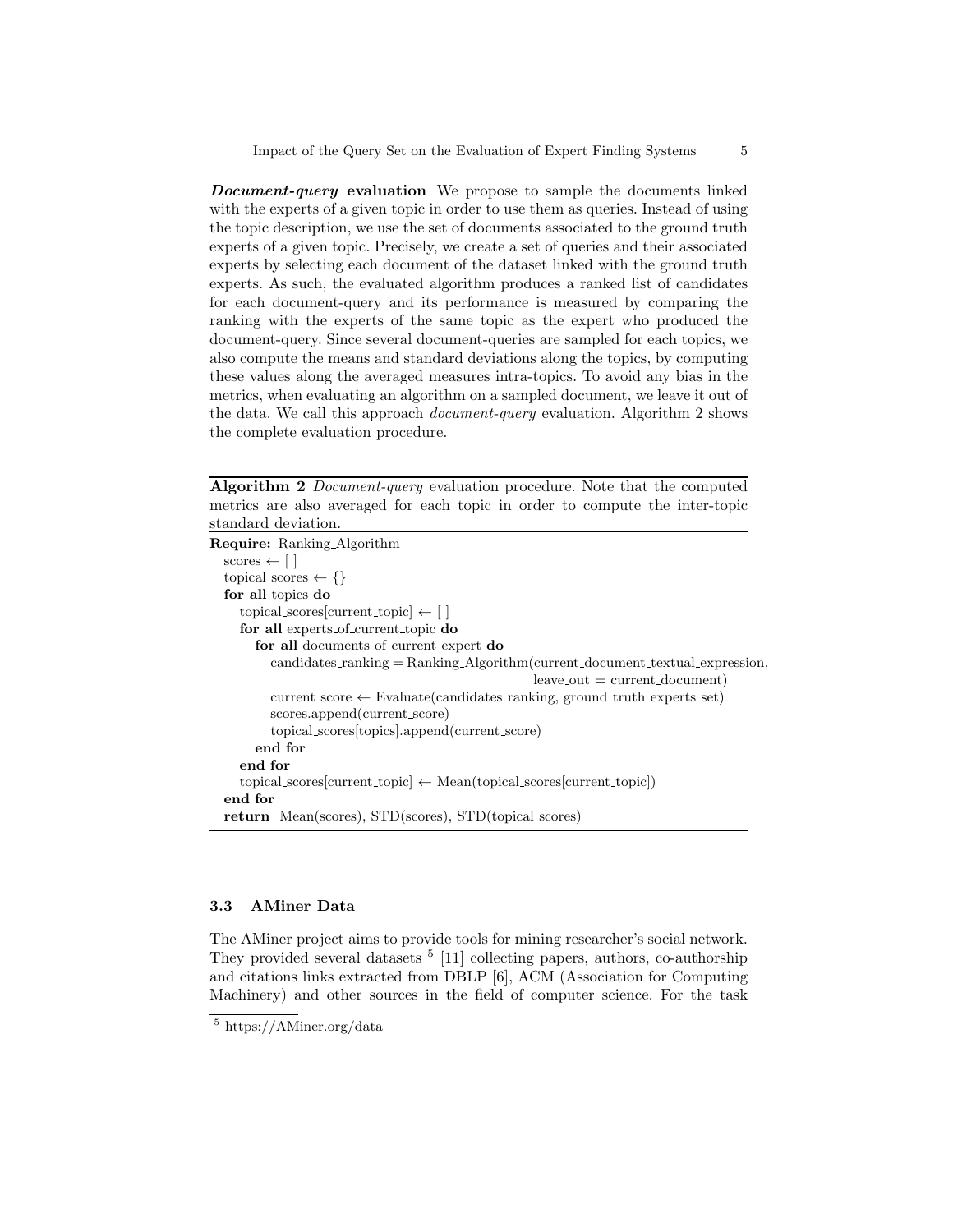***Document-query* evaluation** We propose to sample the documents linked with the experts of a given topic in order to use them as queries. Instead of using the topic description, we use the set of documents associated to the ground truth experts of a given topic. Precisely, we create a set of queries and their associated experts by selecting each document of the dataset linked with the ground truth experts. As such, the evaluated algorithm produces a ranked list of candidates for each document-query and its performance is measured by comparing the ranking with the experts of the same topic as the expert who produced the document-query. Since several document-queries are sampled for each topics, we also compute the means and standard deviations along the topics, by computing these values along the averaged measures intra-topics. To avoid any bias in the metrics, when evaluating an algorithm on a sampled document, we leave it out of the data. We call this approach *document-query* evaluation. Algorithm 2 shows the complete evaluation procedure.

**Algorithm 2** *Document-query* evaluation procedure. Note that the computed metrics are also averaged for each topic in order to compute the inter-topic standard deviation.

```
Require: Ranking_Algorithm
  scores ← [ ]
  topical_scores ← {}
  for all topics do
    topical_scores[current_topic] ← [ ]
    for all experts_of_current_topic do
      for all documents_of_current_expert do
        candidates_ranking = Ranking_Algorithm(current_document_textual_expression,
                                               leave_out = current_document)
        current_score ← Evaluate(candidates_ranking, ground_truth_experts_set)
        scores.append(current_score)
        topical_scores[topics].append(current_score)
      end for
    end for
    topical_scores[current_topic] ← Mean(topical_scores[current_topic])
  end for
  return Mean(scores), STD(scores), STD(topical_scores)
```

### 3.3 AMiner Data

The AMiner project aims to provide tools for mining researcher's social network. They provided several datasets [5] [11] collecting papers, authors, co-authorship and citations links extracted from DBLP [6], ACM (Association for Computing Machinery) and other sources in the field of computer science. For the task

[5] https://AMiner.org/data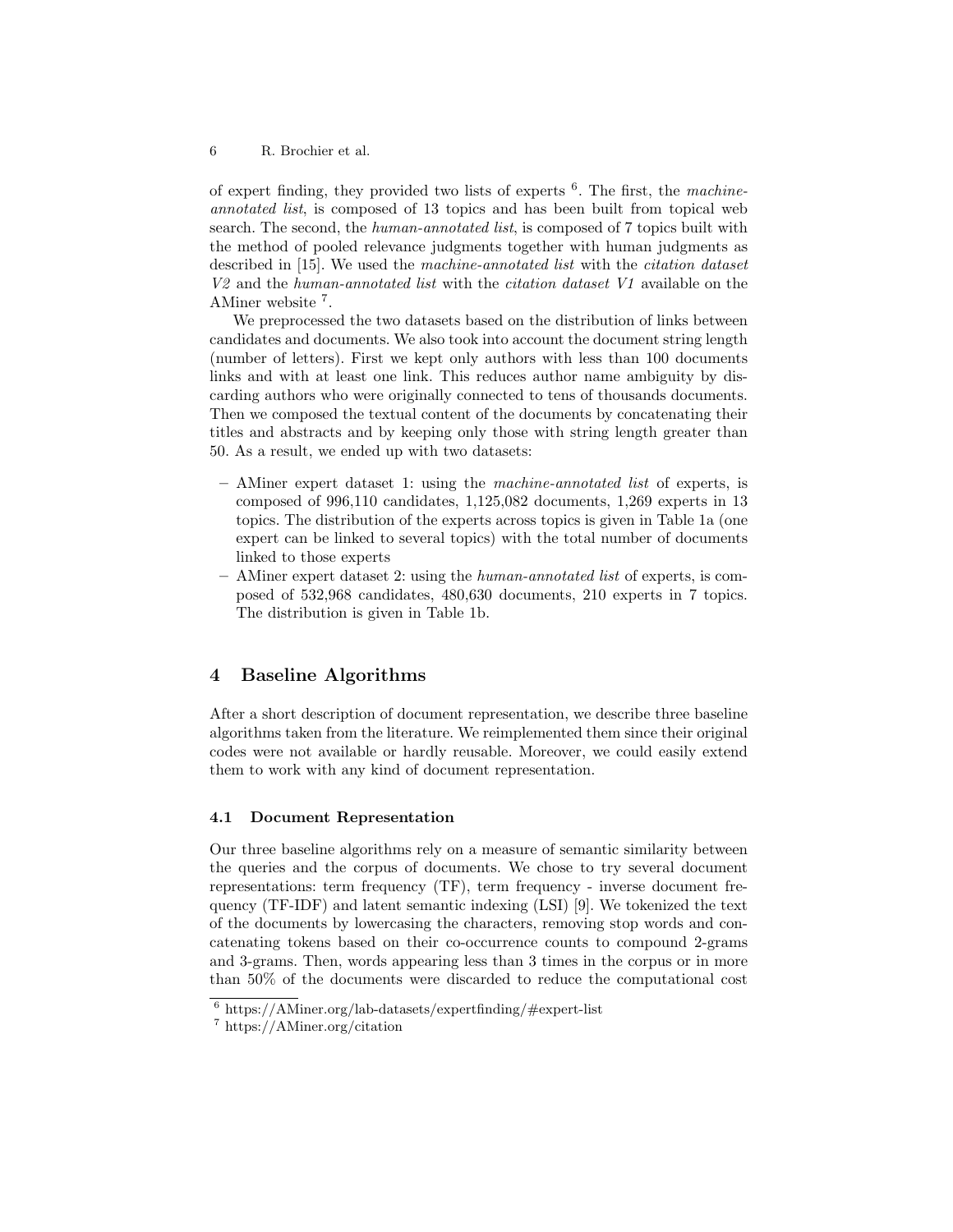of expert finding, they provided two lists of experts [6]. The first, the *machine-annotated list*, is composed of 13 topics and has been built from topical web search. The second, the *human-annotated list*, is composed of 7 topics built with the method of pooled relevance judgments together with human judgments as described in [15]. We used the *machine-annotated list* with the *citation dataset V2* and the *human-annotated list* with the *citation dataset V1* available on the AMiner website [7].

We preprocessed the two datasets based on the distribution of links between candidates and documents. We also took into account the document string length (number of letters). First we kept only authors with less than 100 documents links and with at least one link. This reduces author name ambiguity by discarding authors who were originally connected to tens of thousands documents. Then we composed the textual content of the documents by concatenating their titles and abstracts and by keeping only those with string length greater than 50. As a result, we ended up with two datasets:

- AMiner expert dataset 1: using the *machine-annotated list* of experts, is composed of 996,110 candidates, 1,125,082 documents, 1,269 experts in 13 topics. The distribution of the experts across topics is given in Table 1a (one expert can be linked to several topics) with the total number of documents linked to those experts
- AMiner expert dataset 2: using the *human-annotated list* of experts, is composed of 532,968 candidates, 480,630 documents, 210 experts in 7 topics. The distribution is given in Table 1b.

## 4 Baseline Algorithms

After a short description of document representation, we describe three baseline algorithms taken from the literature. We reimplemented them since their original codes were not available or hardly reusable. Moreover, we could easily extend them to work with any kind of document representation.

### 4.1 Document Representation

Our three baseline algorithms rely on a measure of semantic similarity between the queries and the corpus of documents. We chose to try several document representations: term frequency (TF), term frequency - inverse document frequency (TF-IDF) and latent semantic indexing (LSI) [9]. We tokenized the text of the documents by lowercasing the characters, removing stop words and concatenating tokens based on their co-occurrence counts to compound 2-grams and 3-grams. Then, words appearing less than 3 times in the corpus or in more than 50% of the documents were discarded to reduce the computational cost

[6] https://AMiner.org/lab-datasets/expertfinding/#expert-list

[7] https://AMiner.org/citation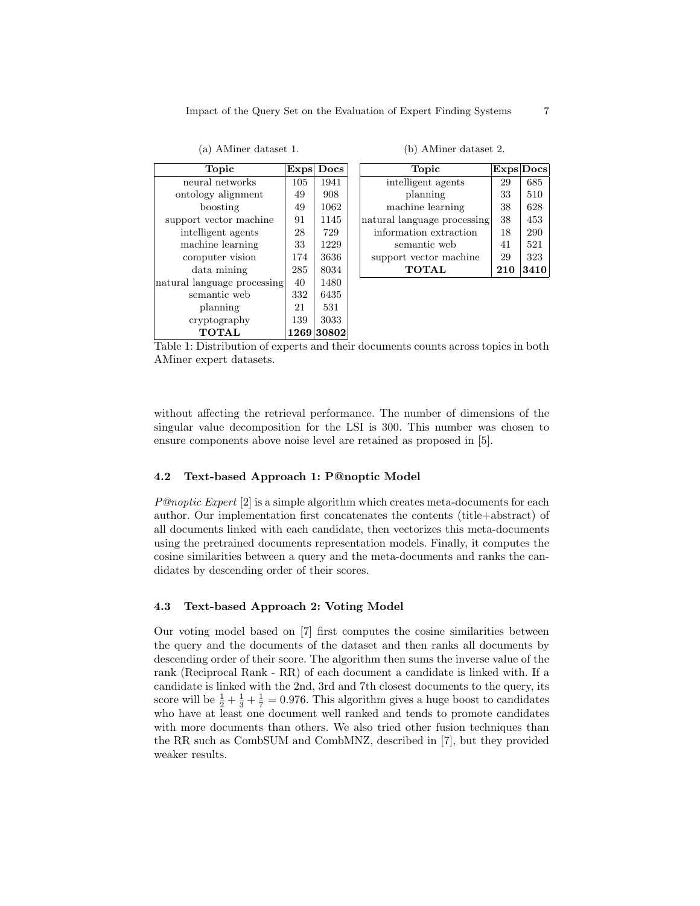(a) AMiner dataset 1.

| Topic | Exps | Docs |
|---|---|---|
| neural networks | 105 | 1941 |
| ontology alignment | 49 | 908 |
| boosting | 49 | 1062 |
| support vector machine | 91 | 1145 |
| intelligent agents | 28 | 729 |
| machine learning | 33 | 1229 |
| computer vision | 174 | 3636 |
| data mining | 285 | 8034 |
| natural language processing | 40 | 1480 |
| semantic web | 332 | 6435 |
| planning | 21 | 531 |
| cryptography | 139 | 3033 |
| **TOTAL** | **1269** | **30802** |

(b) AMiner dataset 2.

| Topic | Exps | Docs |
|---|---|---|
| intelligent agents | 29 | 685 |
| planning | 33 | 510 |
| machine learning | 38 | 628 |
| natural language processing | 38 | 453 |
| information extraction | 18 | 290 |
| semantic web | 41 | 521 |
| support vector machine | 29 | 323 |
| **TOTAL** | **210** | **3410** |

Table 1: Distribution of experts and their documents counts across topics in both AMiner expert datasets.

without affecting the retrieval performance. The number of dimensions of the singular value decomposition for the LSI is 300. This number was chosen to ensure components above noise level are retained as proposed in [5].

### 4.2 Text-based Approach 1: P@noptic Model

*P@noptic Expert* [2] is a simple algorithm which creates meta-documents for each author. Our implementation first concatenates the contents (title+abstract) of all documents linked with each candidate, then vectorizes this meta-documents using the pretrained documents representation models. Finally, it computes the cosine similarities between a query and the meta-documents and ranks the candidates by descending order of their scores.

### 4.3 Text-based Approach 2: Voting Model

Our voting model based on [7] first computes the cosine similarities between the query and the documents of the dataset and then ranks all documents by descending order of their score. The algorithm then sums the inverse value of the rank (Reciprocal Rank - RR) of each document a candidate is linked with. If a candidate is linked with the 2nd, 3rd and 7th closest documents to the query, its score will be $\frac{1}{2} + \frac{1}{3} + \frac{1}{7} = 0.976$. This algorithm gives a huge boost to candidates who have at least one document well ranked and tends to promote candidates with more documents than others. We also tried other fusion techniques than the RR such as CombSUM and CombMNZ, described in [7], but they provided weaker results.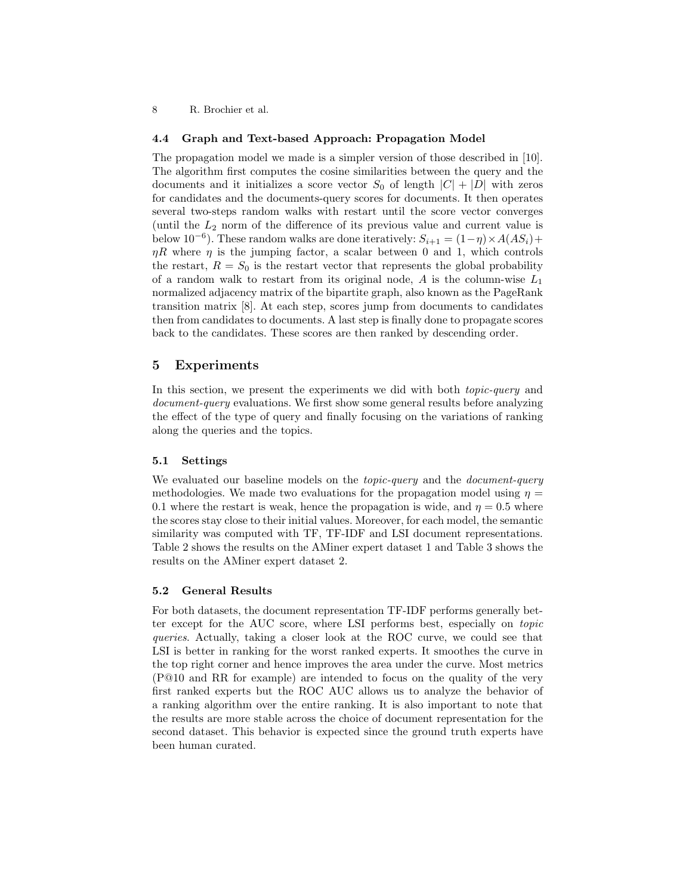### 4.4 Graph and Text-based Approach: Propagation Model

The propagation model we made is a simpler version of those described in [10]. The algorithm first computes the cosine similarities between the query and the documents and it initializes a score vector $S_0$ of length $|C| + |D|$ with zeros for candidates and the documents-query scores for documents. It then operates several two-steps random walks with restart until the score vector converges (until the $L_2$ norm of the difference of its previous value and current value is below $10^{-6}$). These random walks are done iteratively: $S_{i+1} = (1-\eta) \times A(AS_i) + \eta R$ where $\eta$ is the jumping factor, a scalar between 0 and 1, which controls the restart, $R = S_0$ is the restart vector that represents the global probability of a random walk to restart from its original node, $A$ is the column-wise $L_1$ normalized adjacency matrix of the bipartite graph, also known as the PageRank transition matrix [8]. At each step, scores jump from documents to candidates then from candidates to documents. A last step is finally done to propagate scores back to the candidates. These scores are then ranked by descending order.

## 5 Experiments

In this section, we present the experiments we did with both *topic-query* and *document-query* evaluations. We first show some general results before analyzing the effect of the type of query and finally focusing on the variations of ranking along the queries and the topics.

### 5.1 Settings

We evaluated our baseline models on the *topic-query* and the *document-query* methodologies. We made two evaluations for the propagation model using $\eta = 0.1$ where the restart is weak, hence the propagation is wide, and $\eta = 0.5$ where the scores stay close to their initial values. Moreover, for each model, the semantic similarity was computed with TF, TF-IDF and LSI document representations. Table 2 shows the results on the AMiner expert dataset 1 and Table 3 shows the results on the AMiner expert dataset 2.

### 5.2 General Results

For both datasets, the document representation TF-IDF performs generally better except for the AUC score, where LSI performs best, especially on *topic queries*. Actually, taking a closer look at the ROC curve, we could see that LSI is better in ranking for the worst ranked experts. It smoothes the curve in the top right corner and hence improves the area under the curve. Most metrics (P@10 and RR for example) are intended to focus on the quality of the very first ranked experts but the ROC AUC allows us to analyze the behavior of a ranking algorithm over the entire ranking. It is also important to note that the results are more stable across the choice of document representation for the second dataset. This behavior is expected since the ground truth experts have been human curated.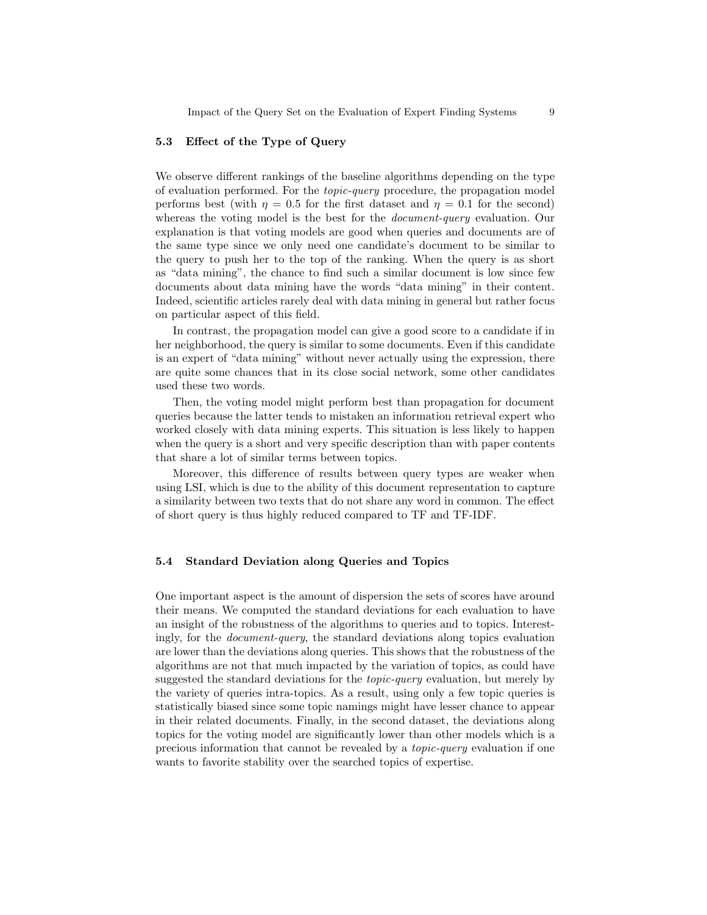### 5.3 Effect of the Type of Query

We observe different rankings of the baseline algorithms depending on the type of evaluation performed. For the *topic-query* procedure, the propagation model performs best (with $\eta = 0.5$ for the first dataset and $\eta = 0.1$ for the second) whereas the voting model is the best for the *document-query* evaluation. Our explanation is that voting models are good when queries and documents are of the same type since we only need one candidate's document to be similar to the query to push her to the top of the ranking. When the query is as short as "data mining", the chance to find such a similar document is low since few documents about data mining have the words "data mining" in their content. Indeed, scientific articles rarely deal with data mining in general but rather focus on particular aspect of this field.

In contrast, the propagation model can give a good score to a candidate if in her neighborhood, the query is similar to some documents. Even if this candidate is an expert of "data mining" without never actually using the expression, there are quite some chances that in its close social network, some other candidates used these two words.

Then, the voting model might perform best than propagation for document queries because the latter tends to mistaken an information retrieval expert who worked closely with data mining experts. This situation is less likely to happen when the query is a short and very specific description than with paper contents that share a lot of similar terms between topics.

Moreover, this difference of results between query types are weaker when using LSI, which is due to the ability of this document representation to capture a similarity between two texts that do not share any word in common. The effect of short query is thus highly reduced compared to TF and TF-IDF.

### 5.4 Standard Deviation along Queries and Topics

One important aspect is the amount of dispersion the sets of scores have around their means. We computed the standard deviations for each evaluation to have an insight of the robustness of the algorithms to queries and to topics. Interestingly, for the *document-query*, the standard deviations along topics evaluation are lower than the deviations along queries. This shows that the robustness of the algorithms are not that much impacted by the variation of topics, as could have suggested the standard deviations for the *topic-query* evaluation, but merely by the variety of queries intra-topics. As a result, using only a few topic queries is statistically biased since some topic namings might have lesser chance to appear in their related documents. Finally, in the second dataset, the deviations along topics for the voting model are significantly lower than other models which is a precious information that cannot be revealed by a *topic-query* evaluation if one wants to favorite stability over the searched topics of expertise.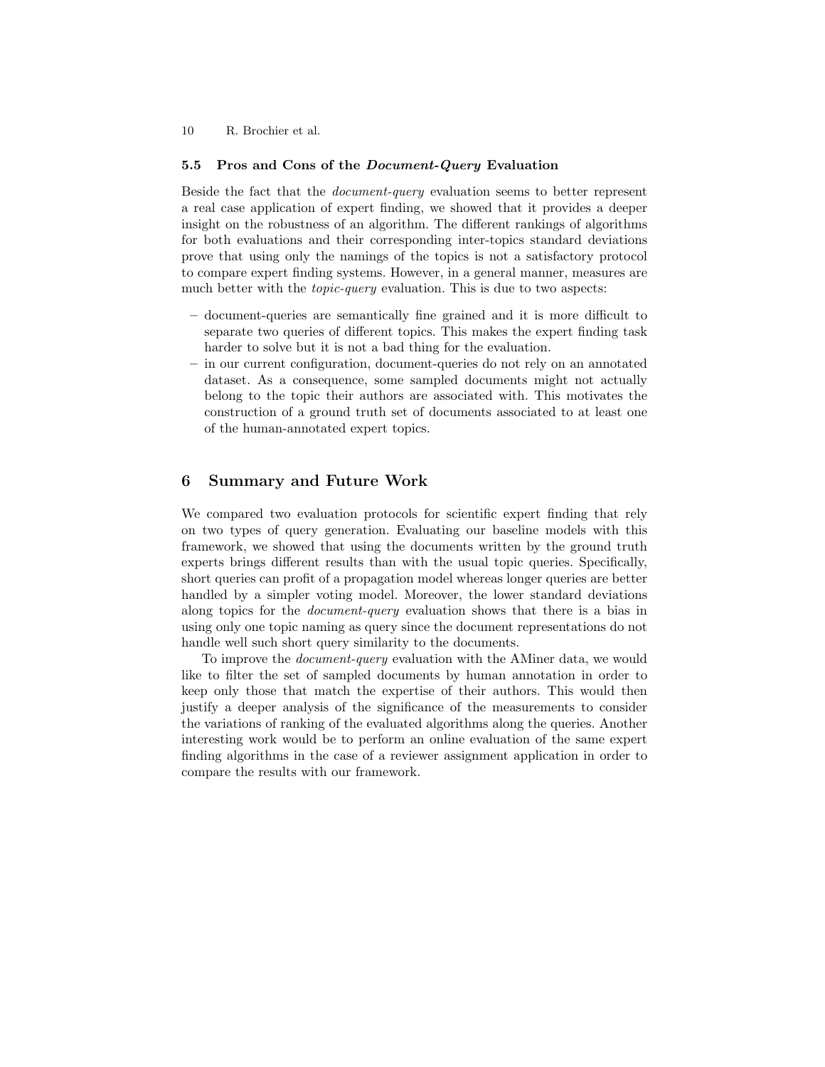### 5.5 Pros and Cons of the *Document-Query* Evaluation

Beside the fact that the *document-query* evaluation seems to better represent a real case application of expert finding, we showed that it provides a deeper insight on the robustness of an algorithm. The different rankings of algorithms for both evaluations and their corresponding inter-topics standard deviations prove that using only the namings of the topics is not a satisfactory protocol to compare expert finding systems. However, in a general manner, measures are much better with the *topic-query* evaluation. This is due to two aspects:

- document-queries are semantically fine grained and it is more difficult to separate two queries of different topics. This makes the expert finding task harder to solve but it is not a bad thing for the evaluation.
- in our current configuration, document-queries do not rely on an annotated dataset. As a consequence, some sampled documents might not actually belong to the topic their authors are associated with. This motivates the construction of a ground truth set of documents associated to at least one of the human-annotated expert topics.

## 6 Summary and Future Work

We compared two evaluation protocols for scientific expert finding that rely on two types of query generation. Evaluating our baseline models with this framework, we showed that using the documents written by the ground truth experts brings different results than with the usual topic queries. Specifically, short queries can profit of a propagation model whereas longer queries are better handled by a simpler voting model. Moreover, the lower standard deviations along topics for the *document-query* evaluation shows that there is a bias in using only one topic naming as query since the document representations do not handle well such short query similarity to the documents.

To improve the *document-query* evaluation with the AMiner data, we would like to filter the set of sampled documents by human annotation in order to keep only those that match the expertise of their authors. This would then justify a deeper analysis of the significance of the measurements to consider the variations of ranking of the evaluated algorithms along the queries. Another interesting work would be to perform an online evaluation of the same expert finding algorithms in the case of a reviewer assignment application in order to compare the results with our framework.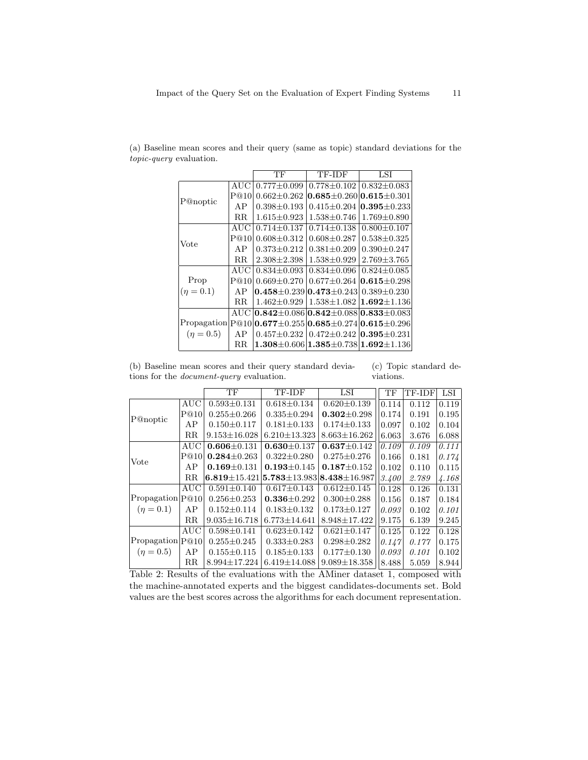(a) Baseline mean scores and their query (same as topic) standard deviations for the *topic-query* evaluation.

| | | TF | TF-IDF | LSI |
|---|---|---|---|---|
| P@noptic | AUC | 0.777±0.099 | 0.778±0.102 | 0.832±0.083 |
| | P@10 | 0.662±0.262 | **0.685**±0.260 | **0.615**±0.301 |
| | AP | 0.398±0.193 | 0.415±0.204 | **0.395**±0.233 |
| | RR | 1.615±0.923 | 1.538±0.746 | 1.769±0.890 |
| Vote | AUC | 0.714±0.137 | 0.714±0.138 | 0.800±0.107 |
| | P@10 | 0.608±0.312 | 0.608±0.287 | 0.538±0.325 |
| | AP | 0.373±0.212 | 0.381±0.209 | 0.390±0.247 |
| | RR | 2.308±2.398 | 1.538±0.929 | 2.769±3.765 |
| Prop ($\eta = 0.1$) | AUC | 0.834±0.093 | 0.834±0.096 | 0.824±0.085 |
| | P@10 | 0.669±0.270 | 0.677±0.264 | **0.615**±0.298 |
| | AP | **0.458**±0.239 | **0.473**±0.243 | 0.389±0.230 |
| | RR | 1.462±0.929 | 1.538±1.082 | **1.692**±1.136 |
| Propagation ($\eta = 0.5$) | AUC | **0.842**±0.086 | **0.842**±0.088 | **0.833**±0.083 |
| | P@10 | **0.677**±0.255 | **0.685**±0.274 | **0.615**±0.296 |
| | AP | 0.457±0.232 | 0.472±0.242 | **0.395**±0.231 |
| | RR | **1.308**±0.606 | **1.385**±0.738 | **1.692**±1.136 |

(b) Baseline mean scores and their query standard deviations for the *document-query* evaluation.

(c) Topic standard deviations.

| | | TF | TF-IDF | LSI | TF (c) | TF-IDF (c) | LSI (c) |
|---|---|---|---|---|---|---|---|
| P@noptic | AUC | 0.593±0.131 | 0.618±0.134 | 0.620±0.139 | 0.114 | 0.112 | 0.119 |
| | P@10 | 0.255±0.266 | 0.335±0.294 | **0.302**±0.298 | 0.174 | 0.191 | 0.195 |
| | AP | 0.150±0.117 | 0.181±0.133 | 0.174±0.133 | 0.097 | 0.102 | 0.104 |
| | RR | 9.153±16.028 | 6.210±13.323 | 8.663±16.262 | 6.063 | 3.676 | 6.088 |
| Vote | AUC | **0.606**±0.131 | **0.630**±0.137 | **0.637**±0.142 | *0.109* | *0.109* | *0.111* |
| | P@10 | **0.284**±0.263 | 0.322±0.280 | 0.275±0.276 | 0.166 | 0.181 | *0.174* |
| | AP | **0.169**±0.131 | **0.193**±0.145 | **0.187**±0.152 | 0.102 | 0.110 | 0.115 |
| | RR | **6.819**±15.421 | **5.783**±13.983 | **8.438**±16.987 | *3.400* | *2.789* | *4.168* |
| Propagation ($\eta = 0.1$) | AUC | 0.591±0.140 | 0.617±0.143 | 0.612±0.145 | 0.128 | 0.126 | 0.131 |
| | P@10 | 0.256±0.253 | **0.336**±0.292 | 0.300±0.288 | 0.156 | 0.187 | 0.184 |
| | AP | 0.152±0.114 | 0.183±0.132 | 0.173±0.127 | *0.093* | 0.102 | *0.101* |
| | RR | 9.035±16.718 | 6.773±14.641 | 8.948±17.422 | 9.175 | 6.139 | 9.245 |
| Propagation ($\eta = 0.5$) | AUC | 0.598±0.141 | 0.623±0.142 | 0.621±0.147 | 0.125 | 0.122 | 0.128 |
| | P@10 | 0.255±0.245 | 0.333±0.283 | 0.298±0.282 | *0.147* | *0.177* | 0.175 |
| | AP | 0.155±0.115 | 0.185±0.133 | 0.177±0.130 | *0.093* | *0.101* | 0.102 |
| | RR | 8.994±17.224 | 6.419±14.088 | 9.089±18.358 | 8.488 | 5.059 | 8.944 |

Table 2: Results of the evaluations with the AMiner dataset 1, composed with the machine-annotated experts and the biggest candidates-documents set. Bold values are the best scores across the algorithms for each document representation.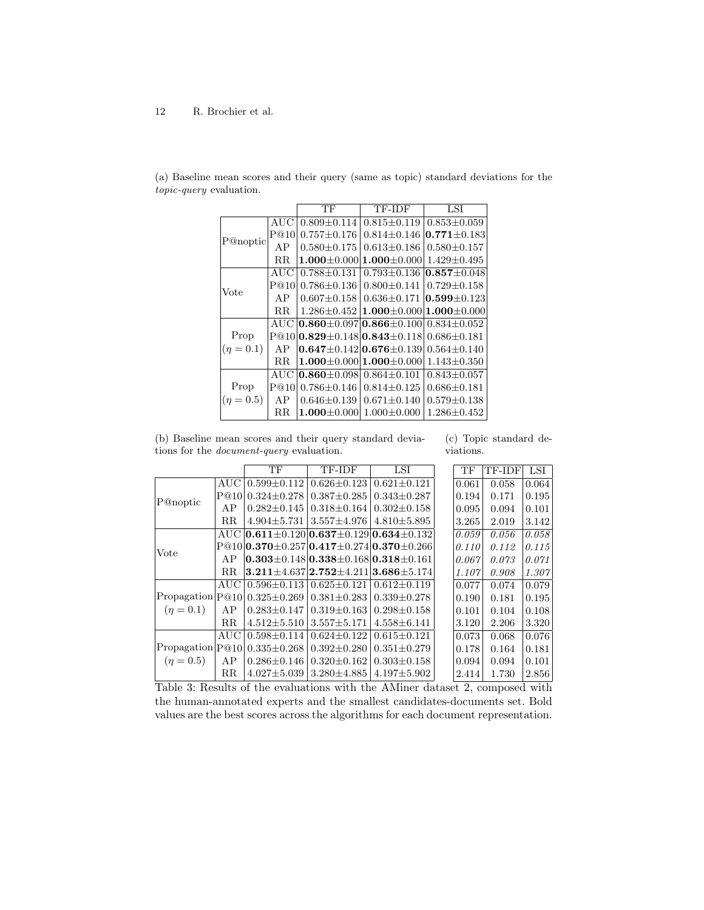(a) Baseline mean scores and their query (same as topic) standard deviations for the *topic-query* evaluation.

| | | TF | TF-IDF | LSI |
|---|---|---|---|---|
| P@noptic | AUC | 0.809±0.114 | 0.815±0.119 | 0.853±0.059 |
| | P@10 | 0.757±0.176 | 0.814±0.146 | **0.771**±0.183 |
| | AP | 0.580±0.175 | 0.613±0.186 | 0.580±0.157 |
| | RR | **1.000**±0.000 | **1.000**±0.000 | 1.429±0.495 |
| Vote | AUC | 0.788±0.131 | 0.793±0.136 | **0.857**±0.048 |
| | P@10 | 0.786±0.136 | 0.800±0.141 | 0.729±0.158 |
| | AP | 0.607±0.158 | 0.636±0.171 | **0.599**±0.123 |
| | RR | 1.286±0.452 | **1.000**±0.000 | **1.000**±0.000 |
| Prop ($\eta = 0.1$) | AUC | **0.860**±0.097 | **0.866**±0.100 | 0.834±0.052 |
| | P@10 | **0.829**±0.148 | **0.843**±0.118 | 0.686±0.181 |
| | AP | **0.647**±0.142 | **0.676**±0.139 | 0.564±0.140 |
| | RR | **1.000**±0.000 | **1.000**±0.000 | 1.143±0.350 |
| Prop ($\eta = 0.5$) | AUC | **0.860**±0.098 | 0.864±0.101 | 0.843±0.057 |
| | P@10 | 0.786±0.146 | 0.814±0.125 | 0.686±0.181 |
| | AP | 0.646±0.139 | 0.671±0.140 | 0.579±0.138 |
| | RR | **1.000**±0.000 | 1.000±0.000 | 1.286±0.452 |

(b) Baseline mean scores and their query standard deviations for the *document-query* evaluation.

(c) Topic standard deviations.

| | | TF | TF-IDF | LSI | TF (c) | TF-IDF (c) | LSI (c) |
|---|---|---|---|---|---|---|---|
| P@noptic | AUC | 0.599±0.112 | 0.626±0.123 | 0.621±0.121 | 0.061 | 0.058 | 0.064 |
| | P@10 | 0.324±0.278 | 0.387±0.285 | 0.343±0.287 | 0.194 | 0.171 | 0.195 |
| | AP | 0.282±0.145 | 0.318±0.164 | 0.302±0.158 | 0.095 | 0.094 | 0.101 |
| | RR | 4.904±5.731 | 3.557±4.976 | 4.810±5.895 | 3.265 | 2.019 | 3.142 |
| Vote | AUC | **0.611**±0.120 | **0.637**±0.129 | **0.634**±0.132 | *0.059* | *0.056* | *0.058* |
| | P@10 | **0.370**±0.257 | **0.417**±0.274 | **0.370**±0.266 | *0.110* | *0.112* | *0.115* |
| | AP | **0.303**±0.148 | **0.338**±0.168 | **0.318**±0.161 | *0.067* | *0.073* | *0.071* |
| | RR | **3.211**±4.637 | **2.752**±4.211 | **3.686**±5.174 | *1.107* | *0.908* | *1.307* |
| Propagation ($\eta = 0.1$) | AUC | 0.596±0.113 | 0.625±0.121 | 0.612±0.119 | 0.077 | 0.074 | 0.079 |
| | P@10 | 0.325±0.269 | 0.381±0.283 | 0.339±0.278 | 0.190 | 0.181 | 0.195 |
| | AP | 0.283±0.147 | 0.319±0.163 | 0.298±0.158 | 0.101 | 0.104 | 0.108 |
| | RR | 4.512±5.510 | 3.557±5.171 | 4.558±6.141 | 3.120 | 2.206 | 3.320 |
| Propagation ($\eta = 0.5$) | AUC | 0.598±0.114 | 0.624±0.122 | 0.615±0.121 | 0.073 | 0.068 | 0.076 |
| | P@10 | 0.335±0.268 | 0.392±0.280 | 0.351±0.279 | 0.178 | 0.164 | 0.181 |
| | AP | 0.286±0.146 | 0.320±0.162 | 0.303±0.158 | 0.094 | 0.094 | 0.101 |
| | RR | 4.027±5.039 | 3.280±4.885 | 4.197±5.902 | 2.414 | 1.730 | 2.856 |

Table 3: Results of the evaluations with the AMiner dataset 2, composed with the human-annotated experts and the smallest candidates-documents set. Bold values are the best scores across the algorithms for each document representation.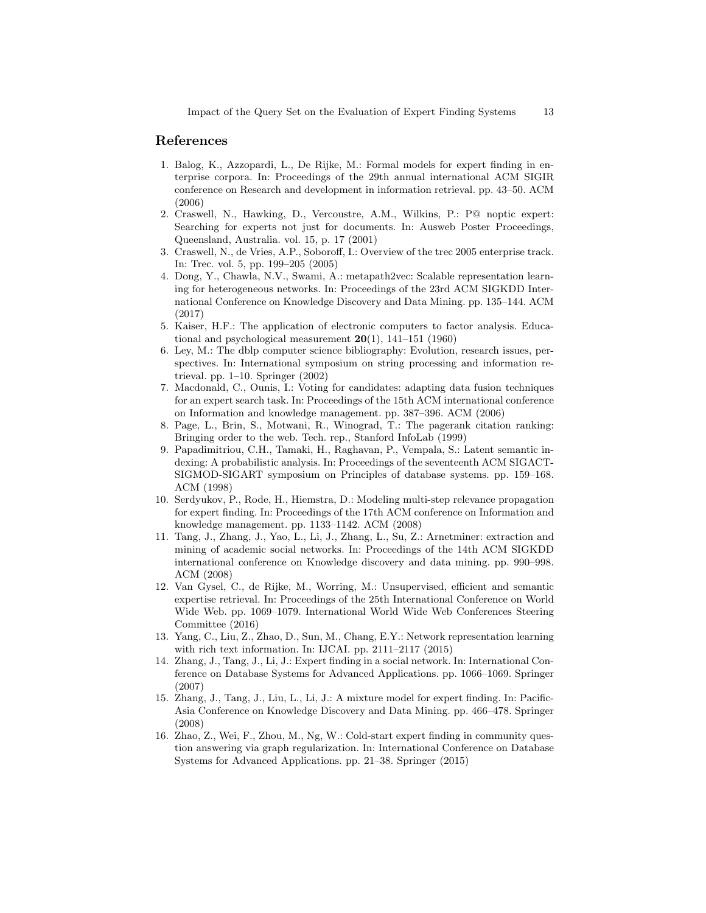## References

1. Balog, K., Azzopardi, L., De Rijke, M.: Formal models for expert finding in enterprise corpora. In: Proceedings of the 29th annual international ACM SIGIR conference on Research and development in information retrieval. pp. 43–50. ACM (2006)
2. Craswell, N., Hawking, D., Vercoustre, A.M., Wilkins, P.: P@ noptic expert: Searching for experts not just for documents. In: Ausweb Poster Proceedings, Queensland, Australia. vol. 15, p. 17 (2001)
3. Craswell, N., de Vries, A.P., Soboroff, I.: Overview of the trec 2005 enterprise track. In: Trec. vol. 5, pp. 199–205 (2005)
4. Dong, Y., Chawla, N.V., Swami, A.: metapath2vec: Scalable representation learning for heterogeneous networks. In: Proceedings of the 23rd ACM SIGKDD International Conference on Knowledge Discovery and Data Mining. pp. 135–144. ACM (2017)
5. Kaiser, H.F.: The application of electronic computers to factor analysis. Educational and psychological measurement **20**(1), 141–151 (1960)
6. Ley, M.: The dblp computer science bibliography: Evolution, research issues, perspectives. In: International symposium on string processing and information retrieval. pp. 1–10. Springer (2002)
7. Macdonald, C., Ounis, I.: Voting for candidates: adapting data fusion techniques for an expert search task. In: Proceedings of the 15th ACM international conference on Information and knowledge management. pp. 387–396. ACM (2006)
8. Page, L., Brin, S., Motwani, R., Winograd, T.: The pagerank citation ranking: Bringing order to the web. Tech. rep., Stanford InfoLab (1999)
9. Papadimitriou, C.H., Tamaki, H., Raghavan, P., Vempala, S.: Latent semantic indexing: A probabilistic analysis. In: Proceedings of the seventeenth ACM SIGACT-SIGMOD-SIGART symposium on Principles of database systems. pp. 159–168. ACM (1998)
10. Serdyukov, P., Rode, H., Hiemstra, D.: Modeling multi-step relevance propagation for expert finding. In: Proceedings of the 17th ACM conference on Information and knowledge management. pp. 1133–1142. ACM (2008)
11. Tang, J., Zhang, J., Yao, L., Li, J., Zhang, L., Su, Z.: Arnetminer: extraction and mining of academic social networks. In: Proceedings of the 14th ACM SIGKDD international conference on Knowledge discovery and data mining. pp. 990–998. ACM (2008)
12. Van Gysel, C., de Rijke, M., Worring, M.: Unsupervised, efficient and semantic expertise retrieval. In: Proceedings of the 25th International Conference on World Wide Web. pp. 1069–1079. International World Wide Web Conferences Steering Committee (2016)
13. Yang, C., Liu, Z., Zhao, D., Sun, M., Chang, E.Y.: Network representation learning with rich text information. In: IJCAI. pp. 2111–2117 (2015)
14. Zhang, J., Tang, J., Li, J.: Expert finding in a social network. In: International Conference on Database Systems for Advanced Applications. pp. 1066–1069. Springer (2007)
15. Zhang, J., Tang, J., Liu, L., Li, J.: A mixture model for expert finding. In: Pacific-Asia Conference on Knowledge Discovery and Data Mining. pp. 466–478. Springer (2008)
16. Zhao, Z., Wei, F., Zhou, M., Ng, W.: Cold-start expert finding in community question answering via graph regularization. In: International Conference on Database Systems for Advanced Applications. pp. 21–38. Springer (2015)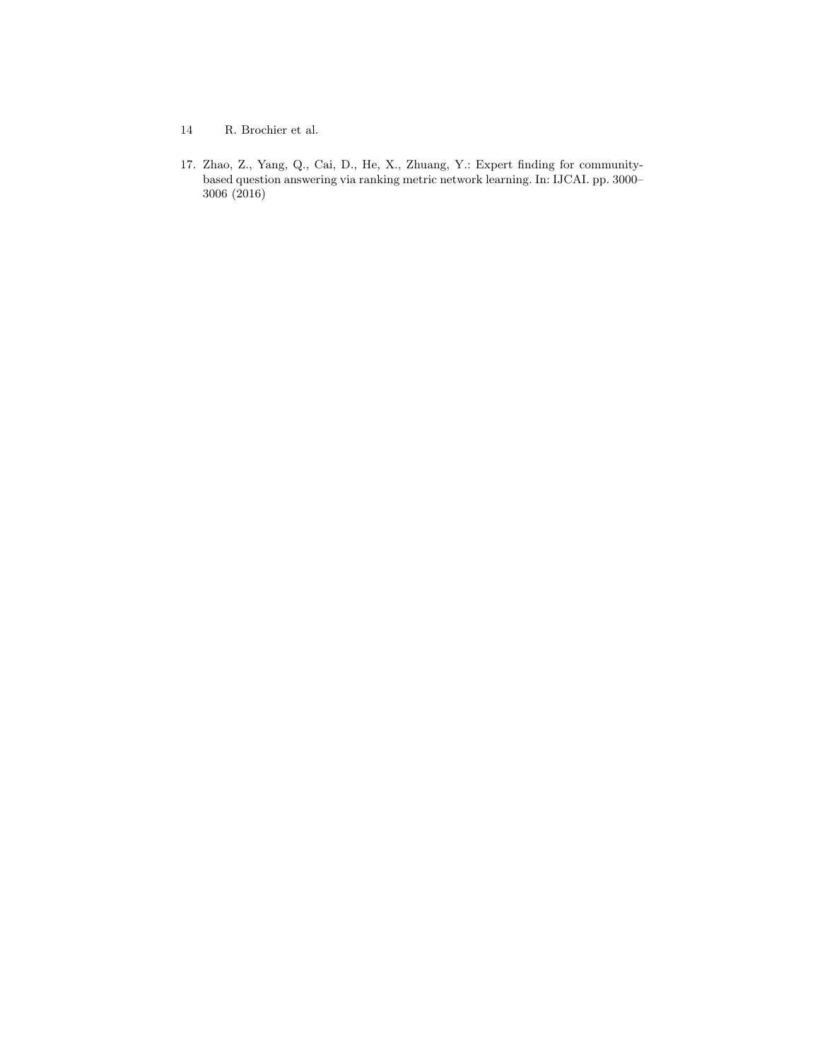17. Zhao, Z., Yang, Q., Cai, D., He, X., Zhuang, Y.: Expert finding for community-based question answering via ranking metric network learning. In: IJCAI. pp. 3000–3006 (2016)